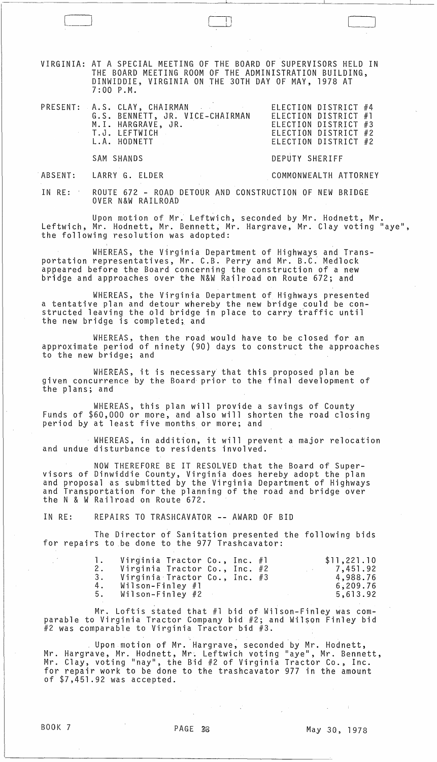VIRGINIA: AT A SPECIAL MEETING OF THE BOARD OF SUPERVISORS HELD IN THE BOARD MEETING ROOM OF THE ADMINISTRATION BUILDING, DINWIDDIE, VIRGINIA ON THE 30TH DAY OF MAY, 1978 AT 7:00 P.M.

| | | |
|---|---|---|
| PRESENT: | A.S. CLAY, CHAIRMAN | ELECTION DISTRICT #4 |
| | G.S. BENNETT, JR. VICE-CHAIRMAN | ELECTION DISTRICT #1 |
| | M.I. HARGRAVE, JR. | ELECTION DISTRICT #3 |
| | T.J. LEFTWICH | ELECTION DISTRICT #2 |
| | L.A. HODNETT | ELECTION DISTRICT #2 |
| | SAM SHANDS | DEPUTY SHERIFF |
| ABSENT: | LARRY G. ELDER | COMMONWEALTH ATTORNEY |

IN RE: ROUTE 672 - ROAD DETOUR AND CONSTRUCTION OF NEW BRIDGE OVER N&W RAILROAD

Upon motion of Mr. Leftwich, seconded by Mr. Hodnett, Mr. Leftwich, Mr. Hodnett, Mr. Bennett, Mr. Hargrave, Mr. Clay voting "aye", the following resolution was adopted:

WHEREAS, the Virginia Department of Highways and Transportation representatives, Mr. C.B. Perry and Mr. B.C. Medlock appeared before the Board concerning the construction of a new bridge and approaches over the N&W Railroad on Route 672; and

WHEREAS, the Virginia Department of Highways presented a tentative plan and detour whereby the new bridge could be constructed leaving the old bridge in place to carry traffic until the new bridge is completed; and

WHEREAS, then the road would have to be closed for an approximate period of ninety (90) days to construct the approaches to the new bridge; and

WHEREAS, it is necessary that this proposed plan be given concurrence by the Board prior to the final development of the plans; and

WHEREAS, this plan will provide a savings of County Funds of $60,000 or more, and also will shorten the road closing period by at least five months or more; and

WHEREAS, in addition, it will prevent a major relocation and undue disturbance to residents involved.

NOW THEREFORE BE IT RESOLVED that the Board of Supervisors of Dinwiddie County, Virginia does hereby adopt the plan and proposal as submitted by the Virginia Department of Highways and Transportation for the planning of the road and bridge over the N & W Railroad on Route 672.

IN RE: REPAIRS TO TRASHCAVATOR -- AWARD OF BID

The Director of Sanitation presented the following bids for repairs to be done to the 977 Trashcavator:

| | | |
|---|---|---|
| 1. | Virginia Tractor Co., Inc. #1 | $11,221.10 |
| 2. | Virginia Tractor Co., Inc. #2 | 7,451.92 |
| 3. | Virginia Tractor Co., Inc. #3 | 4,988.76 |
| 4. | Wilson-Finley #1 | 6,209.76 |
| 5. | Wilson-Finley #2 | 5,613.92 |

Mr. Loftis stated that #1 bid of Wilson-Finley was comparable to Virginia Tractor Company bid #2; and Wilson Finley bid #2 was comparable to Virginia Tractor bid #3.

Upon motion of Mr. Hargrave, seconded by Mr. Hodnett, Mr. Hargrave, Mr. Hodnett, Mr. Leftwich voting "aye", Mr. Bennett, Mr. Clay, voting "nay", the Bid #2 of Virginia Tractor Co., Inc. for repair work to be done to the trashcavator 977 in the amount of $7,451.92 was accepted.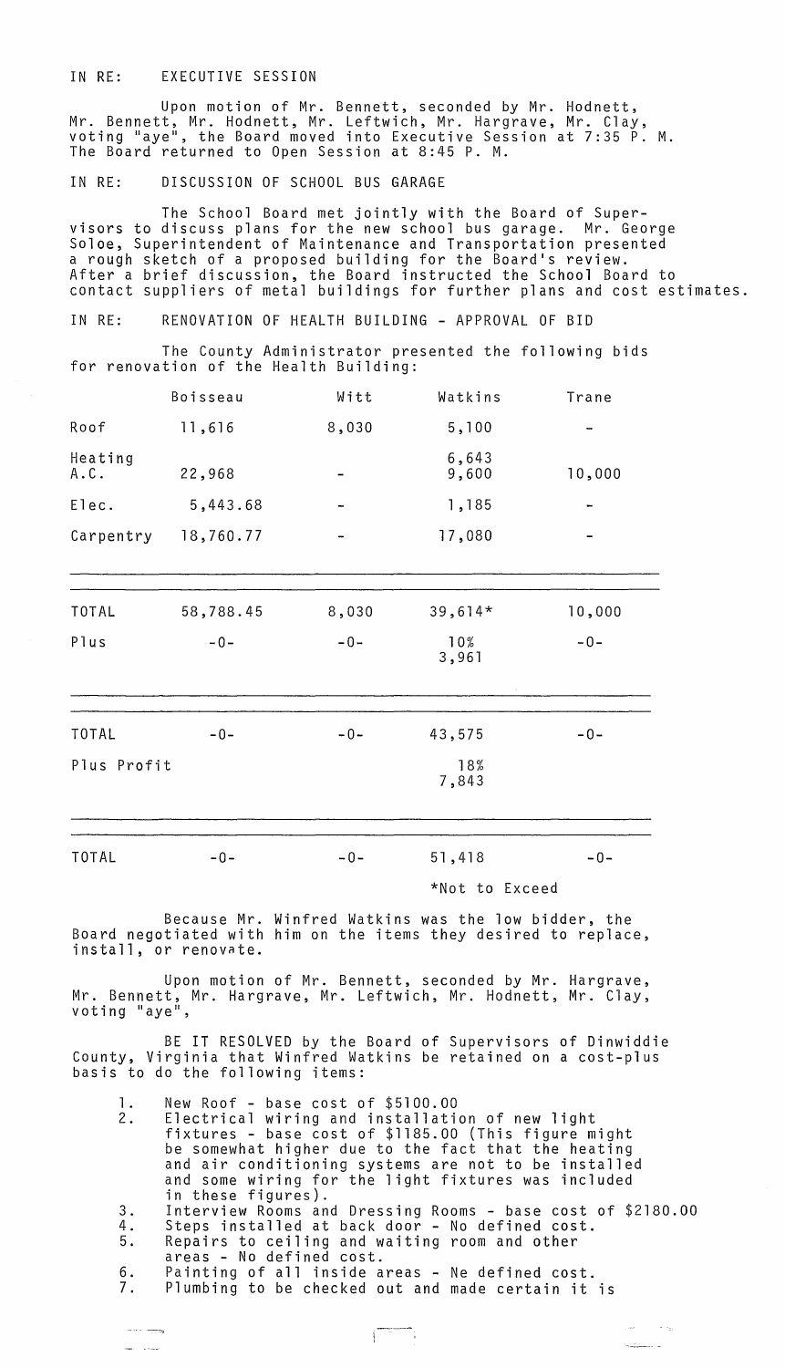IN RE: EXECUTIVE SESSION

Upon motion of Mr. Bennett, seconded by Mr. Hodnett, Mr. Bennett, Mr. Hodnett, Mr. Leftwich, Mr. Hargrave, Mr. Clay, voting "aye", the Board moved into Executive Session at 7:35 P. M. The Board returned to Open Session at 8:45 P. M.

IN RE: DISCUSSION OF SCHOOL BUS GARAGE

The School Board met jointly with the Board of Supervisors to discuss plans for the new school bus garage. Mr. George Soloe, Superintendent of Maintenance and Transportation presented a rough sketch of a proposed building for the Board's review. After a brief discussion, the Board instructed the School Board to contact suppliers of metal buildings for further plans and cost estimates.

IN RE: RENOVATION OF HEALTH BUILDING - APPROVAL OF BID

The County Administrator presented the following bids for renovation of the Health Building:

| | Boisseau | Witt | Watkins | Trane |
|---|---|---|---|---|
| Roof | 11,616 | 8,030 | 5,100 | - |
| Heating A.C. | 22,968 | - | 6,643<br>9,600 | 10,000 |
| Elec. | 5,443.68 | - | 1,185 | - |
| Carpentry | 18,760.77 | - | 17,080 | - |
| TOTAL | 58,788.45 | 8,030 | 39,614* | 10,000 |
| Plus | -0- | -0- | 10%<br>3,961 | -0- |
| TOTAL | -0- | -0- | 43,575 | -0- |
| Plus Profit | | | 18%<br>7,843 | |
| TOTAL | -0- | -0- | 51,418 | -0- |

*Not to Exceed

Because Mr. Winfred Watkins was the low bidder, the Board negotiated with him on the items they desired to replace, install, or renovate.

Upon motion of Mr. Bennett, seconded by Mr. Hargrave, Mr. Bennett, Mr. Hargrave, Mr. Leftwich, Mr. Hodnett, Mr. Clay, voting "aye",

BE IT RESOLVED by the Board of Supervisors of Dinwiddie County, Virginia that Winfred Watkins be retained on a cost-plus basis to do the following items:

1. New Roof - base cost of $5100.00
2. Electrical wiring and installation of new light fixtures - base cost of $1185.00 (This figure might be somewhat higher due to the fact that the heating and air conditioning systems are not to be installed and some wiring for the light fixtures was included in these figures).
3. Interview Rooms and Dressing Rooms - base cost of $2180.00
4. Steps installed at back door - No defined cost.
5. Repairs to ceiling and waiting room and other areas - No defined cost.
6. Painting of all inside areas - Ne defined cost.
7. Plumbing to be checked out and made certain it is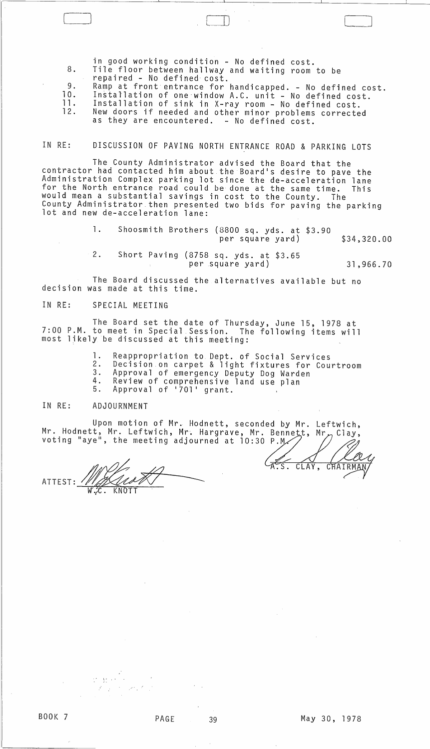in good working condition - No defined cost.

8. Tile floor between hallway and waiting room to be repaired - No defined cost.
9. Ramp at front entrance for handicapped. - No defined cost.
10. Installation of one window A.C. unit - No defined cost.
11. Installation of sink in X-ray room - No defined cost.
12. New doors if needed and other minor problems corrected as they are encountered. - No defined cost.

IN RE: DISCUSSION OF PAVING NORTH ENTRANCE ROAD & PARKING LOTS

The County Administrator advised the Board that the contractor had contacted him about the Board's desire to pave the Administration Complex parking lot since the de-acceleration lane for the North entrance road could be done at the same time. This would mean a substantial savings in cost to the County. The County Administrator then presented two bids for paving the parking lot and new de-acceleration lane:

| | | |
|---|---|---|
| 1. | Shoosmith Brothers (8800 sq. yds. at $3.90 per square yard) | $34,320.00 |
| 2. | Short Paving (8758 sq. yds. at $3.65 per square yard) | 31,966.70 |

The Board discussed the alternatives available but no decision was made at this time.

IN RE: SPECIAL MEETING

The Board set the date of Thursday, June 15, 1978 at 7:00 P.M. to meet in Special Session. The following items will most likely be discussed at this meeting:

1. Reappropriation to Dept. of Social Services
2. Decision on carpet & light fixtures for Courtroom
3. Approval of emergency Deputy Dog Warden
4. Review of comprehensive land use plan
5. Approval of '701' grant.

IN RE: ADJOURNMENT

Upon motion of Mr. Hodnett, seconded by Mr. Leftwich, Mr. Hodnett, Mr. Leftwich, Mr. Hargrave, Mr. Bennett, Mr. Clay, voting "aye", the meeting adjourned at 10:30 P.M.

A.S. CLAY, CHAIRMAN

ATTEST: W.C. KNOTT

BOOK 7 PAGE 39 May 30, 1978